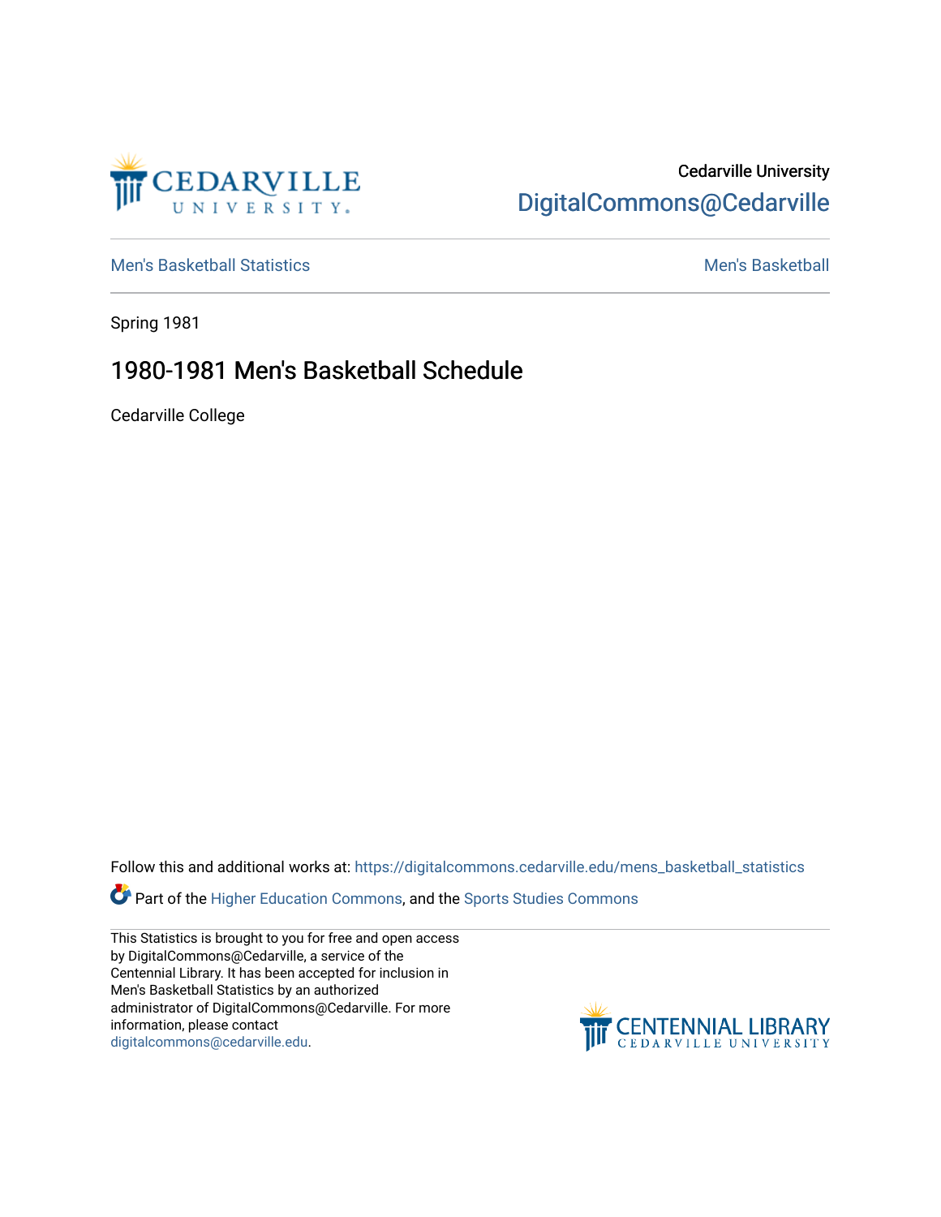Cedarville University
DigitalCommons@Cedarville

Men's Basketball Statistics | Men's Basketball

Spring 1981

# 1980-1981 Men's Basketball Schedule

Cedarville College

Follow this and additional works at: https://digitalcommons.cedarville.edu/mens_basketball_statistics

Part of the Higher Education Commons, and the Sports Studies Commons

This Statistics is brought to you for free and open access by DigitalCommons@Cedarville, a service of the Centennial Library. It has been accepted for inclusion in Men's Basketball Statistics by an authorized administrator of DigitalCommons@Cedarville. For more information, please contact digitalcommons@cedarville.edu.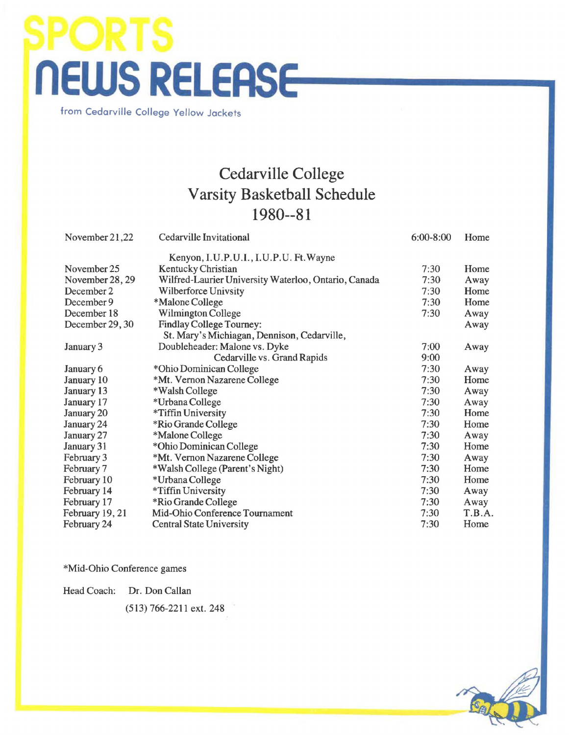# SPORTS NEWS RELEASE

from Cedarville College Yellow Jackets

## Cedarville College
## Varsity Basketball Schedule
## 1980--81

| | | | |
|---|---|---|---|
| November 21,22 | Cedarville Invitational | 6:00-8:00 | Home |
| | Kenyon, I.U.P.U.I., I.U.P.U. Ft.Wayne | | |
| November 25 | Kentucky Christian | 7:30 | Home |
| November 28, 29 | Wilfred-Laurier University Waterloo, Ontario, Canada | 7:30 | Away |
| December 2 | Wilberforce Univsity | 7:30 | Home |
| December 9 | *Malone College | 7:30 | Home |
| December 18 | Wilmington College | 7:30 | Away |
| December 29, 30 | Findlay College Tourney: | | Away |
| | St. Mary's Michiagan, Dennison, Cedarville, | | |
| January 3 | Doubleheader: Malone vs. Dyke | 7:00 | Away |
| | Cedarville vs. Grand Rapids | 9:00 | |
| January 6 | *Ohio Dominican College | 7:30 | Away |
| January 10 | *Mt. Vernon Nazarene College | 7:30 | Home |
| January 13 | *Walsh College | 7:30 | Away |
| January 17 | *Urbana College | 7:30 | Away |
| January 20 | *Tiffin University | 7:30 | Home |
| January 24 | *Rio Grande College | 7:30 | Home |
| January 27 | *Malone College | 7:30 | Away |
| January 31 | *Ohio Dominican College | 7:30 | Home |
| February 3 | *Mt. Vernon Nazarene College | 7:30 | Away |
| February 7 | *Walsh College (Parent's Night) | 7:30 | Home |
| February 10 | *Urbana College | 7:30 | Home |
| February 14 | *Tiffin University | 7:30 | Away |
| February 17 | *Rio Grande College | 7:30 | Away |
| February 19, 21 | Mid-Ohio Conference Tournament | 7:30 | T.B.A. |
| February 24 | Central State University | 7:30 | Home |

*Mid-Ohio Conference games

Head Coach: Dr. Don Callan

(513) 766-2211 ext. 248